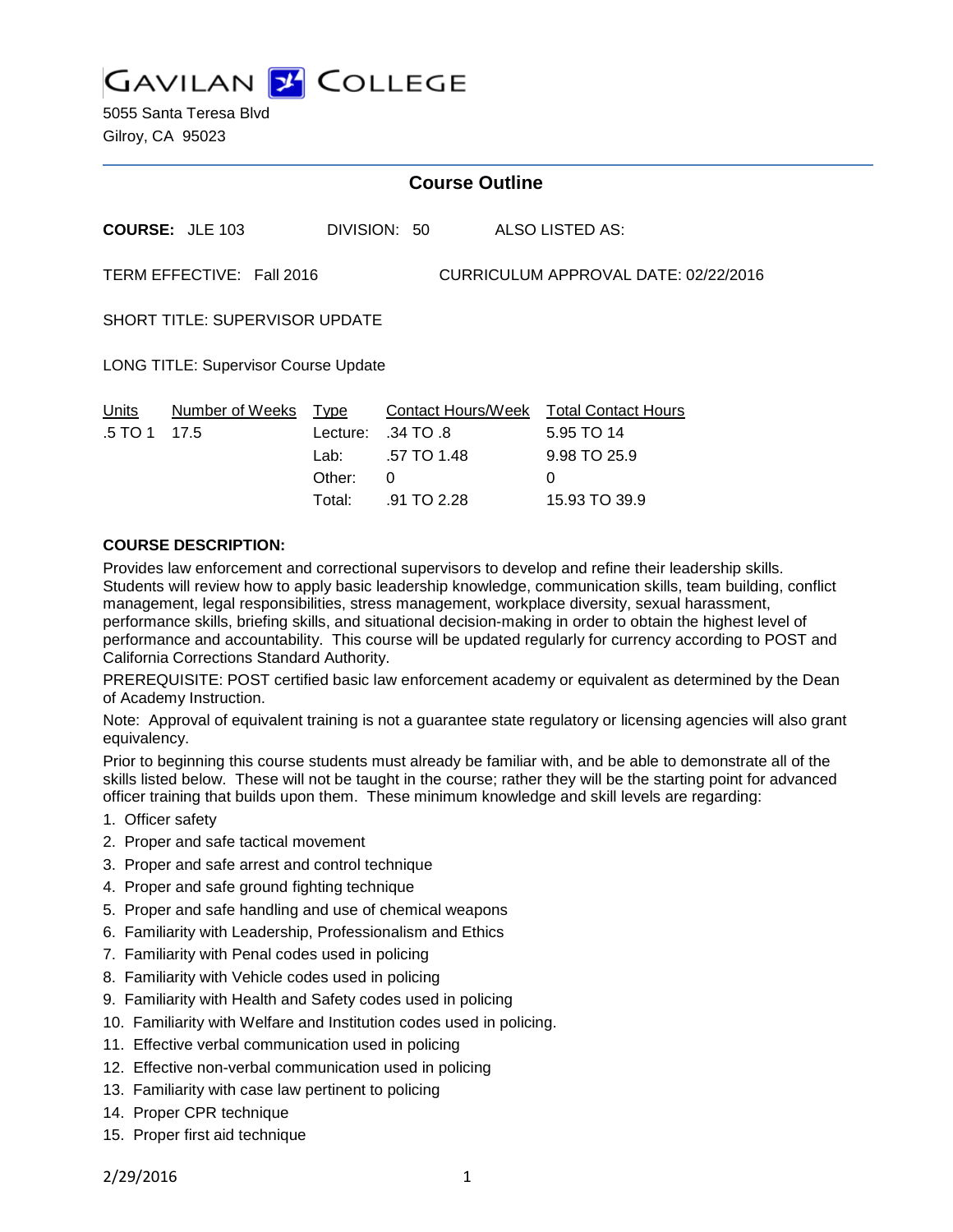# GAVILAN COLLEGE

5055 Santa Teresa Blvd
Gilroy, CA 95023

## Course Outline

**COURSE:** JLE 103 DIVISION: 50 ALSO LISTED AS:

TERM EFFECTIVE: Fall 2016 CURRICULUM APPROVAL DATE: 02/22/2016

SHORT TITLE: SUPERVISOR UPDATE

LONG TITLE: Supervisor Course Update

| Units | Number of Weeks | Type | Contact Hours/Week | Total Contact Hours |
|---|---|---|---|---|
| .5 TO 1 | 17.5 | Lecture: | .34 TO .8 | 5.95 TO 14 |
| | | Lab: | .57 TO 1.48 | 9.98 TO 25.9 |
| | | Other: | 0 | 0 |
| | | Total: | .91 TO 2.28 | 15.93 TO 39.9 |

**COURSE DESCRIPTION:**

Provides law enforcement and correctional supervisors to develop and refine their leadership skills. Students will review how to apply basic leadership knowledge, communication skills, team building, conflict management, legal responsibilities, stress management, workplace diversity, sexual harassment, performance skills, briefing skills, and situational decision-making in order to obtain the highest level of performance and accountability. This course will be updated regularly for currency according to POST and California Corrections Standard Authority.

PREREQUISITE: POST certified basic law enforcement academy or equivalent as determined by the Dean of Academy Instruction.

Note: Approval of equivalent training is not a guarantee state regulatory or licensing agencies will also grant equivalency.

Prior to beginning this course students must already be familiar with, and be able to demonstrate all of the skills listed below. These will not be taught in the course; rather they will be the starting point for advanced officer training that builds upon them. These minimum knowledge and skill levels are regarding:

1. Officer safety
2. Proper and safe tactical movement
3. Proper and safe arrest and control technique
4. Proper and safe ground fighting technique
5. Proper and safe handling and use of chemical weapons
6. Familiarity with Leadership, Professionalism and Ethics
7. Familiarity with Penal codes used in policing
8. Familiarity with Vehicle codes used in policing
9. Familiarity with Health and Safety codes used in policing
10. Familiarity with Welfare and Institution codes used in policing.
11. Effective verbal communication used in policing
12. Effective non-verbal communication used in policing
13. Familiarity with case law pertinent to policing
14. Proper CPR technique
15. Proper first aid technique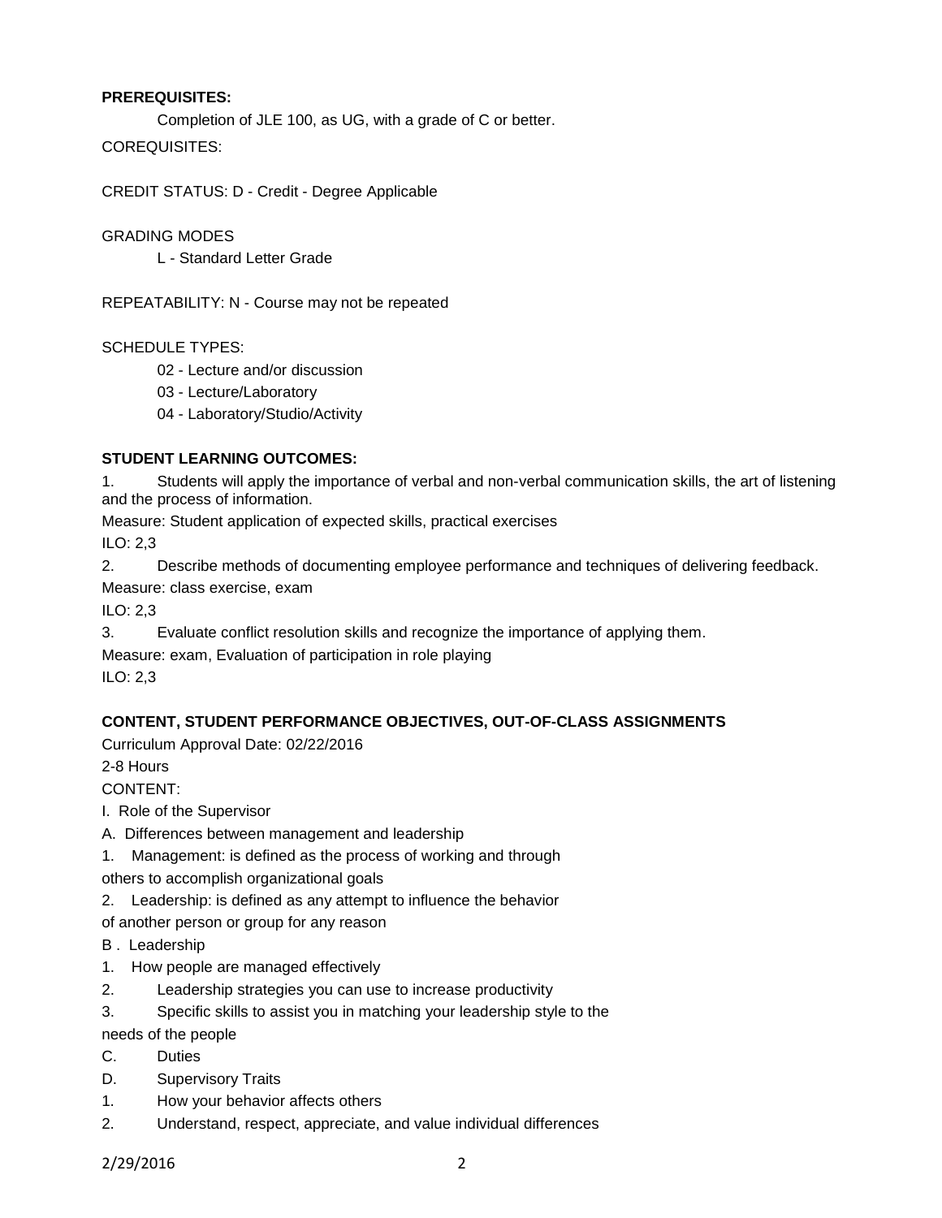**PREREQUISITES:**

Completion of JLE 100, as UG, with a grade of C or better.

COREQUISITES:

CREDIT STATUS: D - Credit - Degree Applicable

GRADING MODES

L - Standard Letter Grade

REPEATABILITY: N - Course may not be repeated

SCHEDULE TYPES:

02 - Lecture and/or discussion

03 - Lecture/Laboratory

04 - Laboratory/Studio/Activity

**STUDENT LEARNING OUTCOMES:**

1. Students will apply the importance of verbal and non-verbal communication skills, the art of listening and the process of information.

Measure: Student application of expected skills, practical exercises

ILO: 2,3

2. Describe methods of documenting employee performance and techniques of delivering feedback.

Measure: class exercise, exam

ILO: 2,3

3. Evaluate conflict resolution skills and recognize the importance of applying them.

Measure: exam, Evaluation of participation in role playing

ILO: 2,3

**CONTENT, STUDENT PERFORMANCE OBJECTIVES, OUT-OF-CLASS ASSIGNMENTS**

Curriculum Approval Date: 02/22/2016

2-8 Hours

CONTENT:

I. Role of the Supervisor

A. Differences between management and leadership

1. Management: is defined as the process of working and through others to accomplish organizational goals

2. Leadership: is defined as any attempt to influence the behavior of another person or group for any reason

B . Leadership

1. How people are managed effectively

2. Leadership strategies you can use to increase productivity

3. Specific skills to assist you in matching your leadership style to the needs of the people

C. Duties

D. Supervisory Traits

1. How your behavior affects others

2. Understand, respect, appreciate, and value individual differences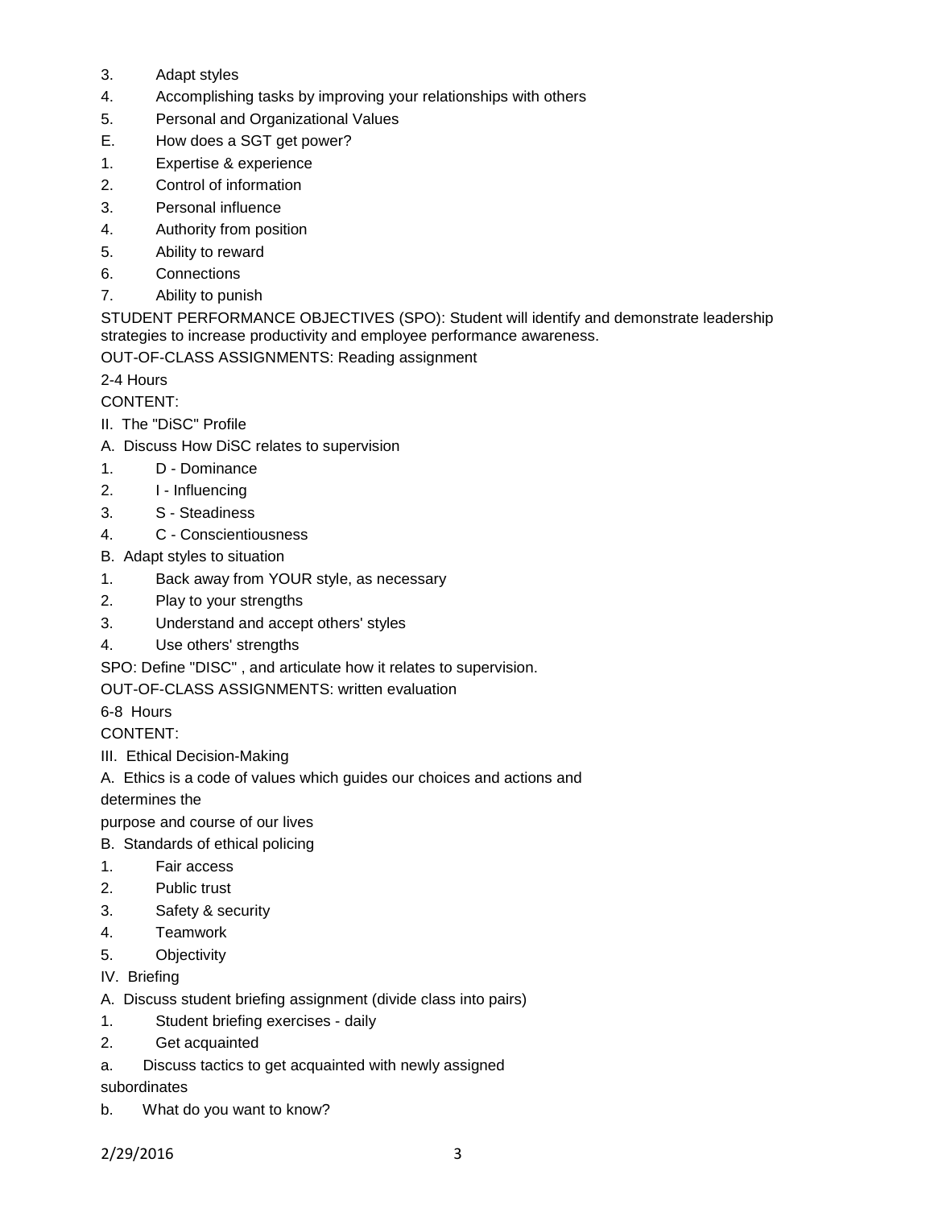3. Adapt styles
4. Accomplishing tasks by improving your relationships with others
5. Personal and Organizational Values

E. How does a SGT get power?

1. Expertise & experience
2. Control of information
3. Personal influence
4. Authority from position
5. Ability to reward
6. Connections
7. Ability to punish

STUDENT PERFORMANCE OBJECTIVES (SPO): Student will identify and demonstrate leadership strategies to increase productivity and employee performance awareness.

OUT-OF-CLASS ASSIGNMENTS: Reading assignment

2-4 Hours

CONTENT:

II. The "DiSC" Profile

A. Discuss How DiSC relates to supervision

1. D - Dominance
2. I - Influencing
3. S - Steadiness
4. C - Conscientiousness

B. Adapt styles to situation

1. Back away from YOUR style, as necessary
2. Play to your strengths
3. Understand and accept others' styles
4. Use others' strengths

SPO: Define "DISC" , and articulate how it relates to supervision.

OUT-OF-CLASS ASSIGNMENTS: written evaluation

6-8 Hours

CONTENT:

III. Ethical Decision-Making

A. Ethics is a code of values which guides our choices and actions and determines the purpose and course of our lives

B. Standards of ethical policing

1. Fair access
2. Public trust
3. Safety & security
4. Teamwork
5. Objectivity

IV. Briefing

A. Discuss student briefing assignment (divide class into pairs)

1. Student briefing exercises - daily
2. Get acquainted

a. Discuss tactics to get acquainted with newly assigned subordinates

b. What do you want to know?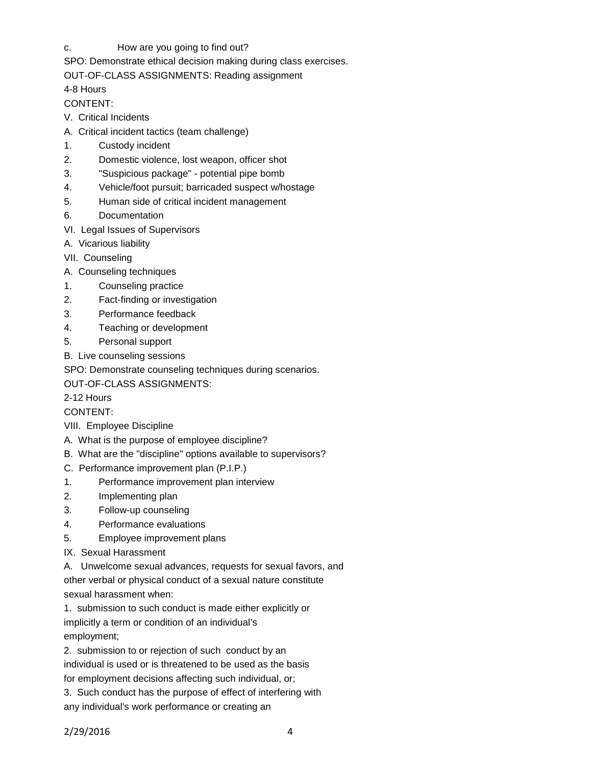c. How are you going to find out?

SPO: Demonstrate ethical decision making during class exercises.

OUT-OF-CLASS ASSIGNMENTS: Reading assignment

4-8 Hours

CONTENT:

V. Critical Incidents

A. Critical incident tactics (team challenge)

1. Custody incident
2. Domestic violence, lost weapon, officer shot
3. "Suspicious package" - potential pipe bomb
4. Vehicle/foot pursuit; barricaded suspect w/hostage
5. Human side of critical incident management
6. Documentation

VI. Legal Issues of Supervisors

A. Vicarious liability

VII. Counseling

A. Counseling techniques

1. Counseling practice
2. Fact-finding or investigation
3. Performance feedback
4. Teaching or development
5. Personal support

B. Live counseling sessions

SPO: Demonstrate counseling techniques during scenarios.

OUT-OF-CLASS ASSIGNMENTS:

2-12 Hours

CONTENT:

VIII. Employee Discipline

A. What is the purpose of employee discipline?

B. What are the "discipline" options available to supervisors?

C. Performance improvement plan (P.I.P.)

1. Performance improvement plan interview
2. Implementing plan
3. Follow-up counseling
4. Performance evaluations
5. Employee improvement plans

IX. Sexual Harassment

A. Unwelcome sexual advances, requests for sexual favors, and other verbal or physical conduct of a sexual nature constitute sexual harassment when:

1. submission to such conduct is made either explicitly or implicitly a term or condition of an individual's employment;
2. submission to or rejection of such conduct by an individual is used or is threatened to be used as the basis for employment decisions affecting such individual, or;
3. Such conduct has the purpose of effect of interfering with any individual's work performance or creating an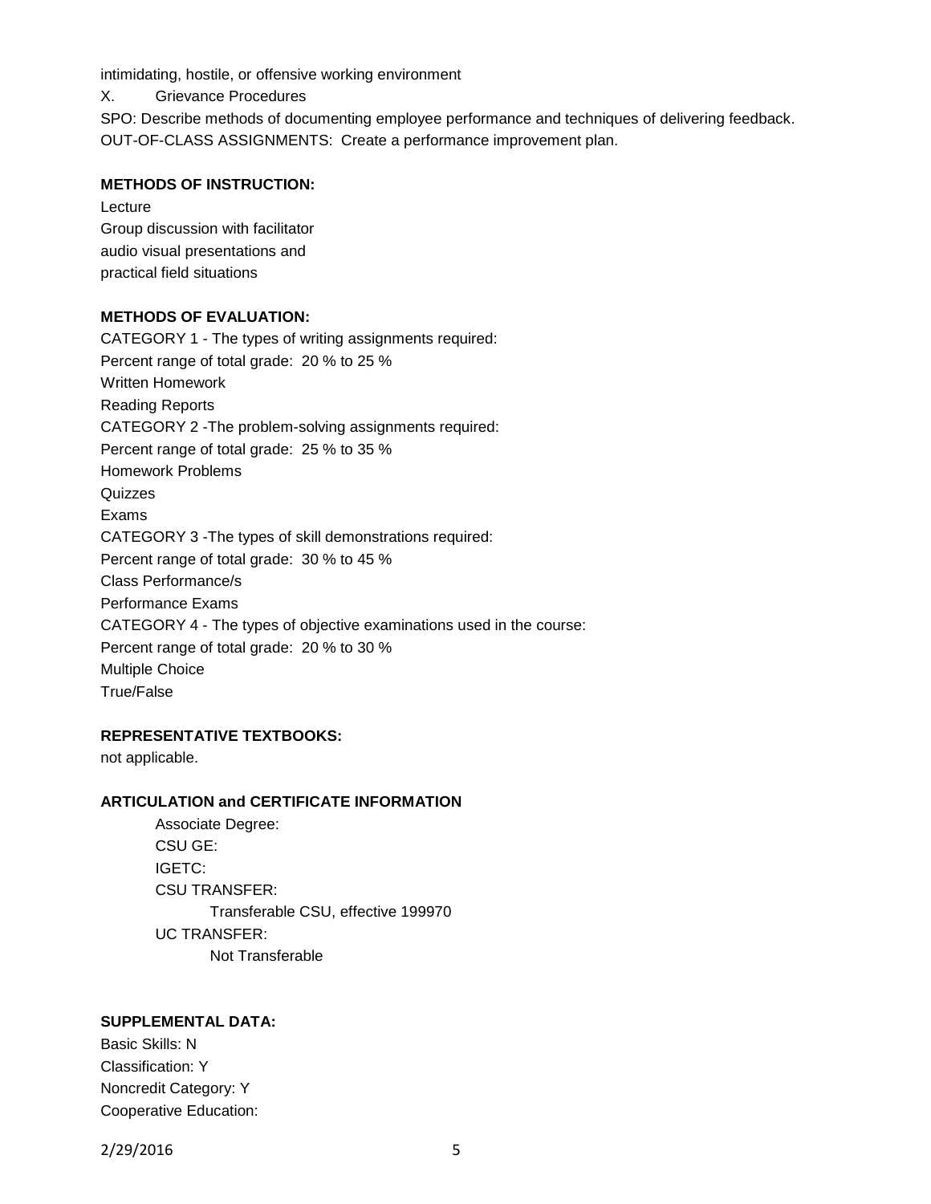intimidating, hostile, or offensive working environment

X. Grievance Procedures

SPO: Describe methods of documenting employee performance and techniques of delivering feedback.

OUT-OF-CLASS ASSIGNMENTS: Create a performance improvement plan.

**METHODS OF INSTRUCTION:**

Lecture
Group discussion with facilitator
audio visual presentations and
practical field situations

**METHODS OF EVALUATION:**

CATEGORY 1 - The types of writing assignments required:
Percent range of total grade: 20 % to 25 %
Written Homework
Reading Reports
CATEGORY 2 -The problem-solving assignments required:
Percent range of total grade: 25 % to 35 %
Homework Problems
Quizzes
Exams
CATEGORY 3 -The types of skill demonstrations required:
Percent range of total grade: 30 % to 45 %
Class Performance/s
Performance Exams
CATEGORY 4 - The types of objective examinations used in the course:
Percent range of total grade: 20 % to 30 %
Multiple Choice
True/False

**REPRESENTATIVE TEXTBOOKS:**

not applicable.

**ARTICULATION and CERTIFICATE INFORMATION**

Associate Degree:
CSU GE:
IGETC:
CSU TRANSFER:
    Transferable CSU, effective 199970
UC TRANSFER:
    Not Transferable

**SUPPLEMENTAL DATA:**

Basic Skills: N
Classification: Y
Noncredit Category: Y
Cooperative Education: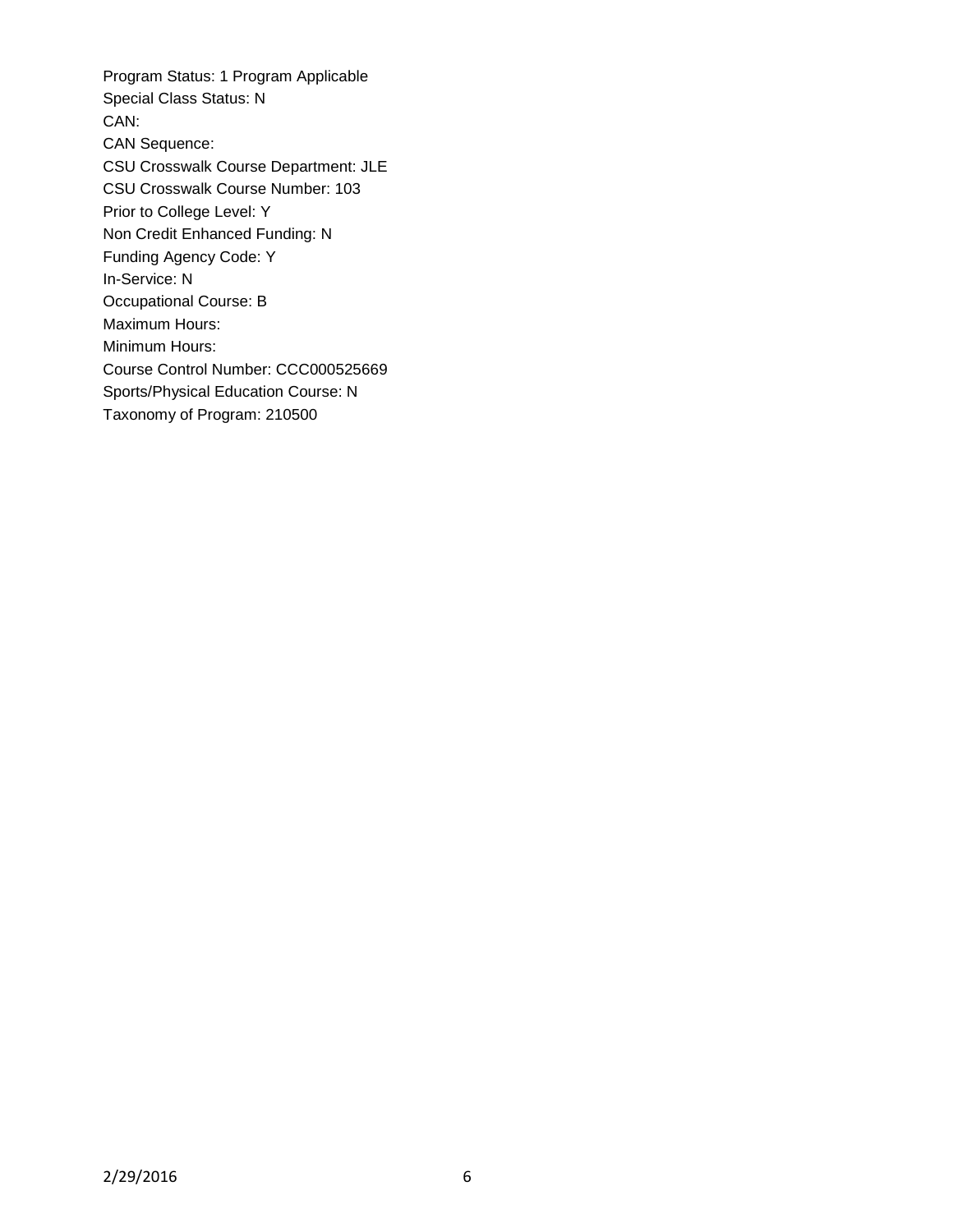Program Status: 1 Program Applicable
Special Class Status: N
CAN:
CAN Sequence:
CSU Crosswalk Course Department: JLE
CSU Crosswalk Course Number: 103
Prior to College Level: Y
Non Credit Enhanced Funding: N
Funding Agency Code: Y
In-Service: N
Occupational Course: B
Maximum Hours:
Minimum Hours:
Course Control Number: CCC000525669
Sports/Physical Education Course: N
Taxonomy of Program: 210500